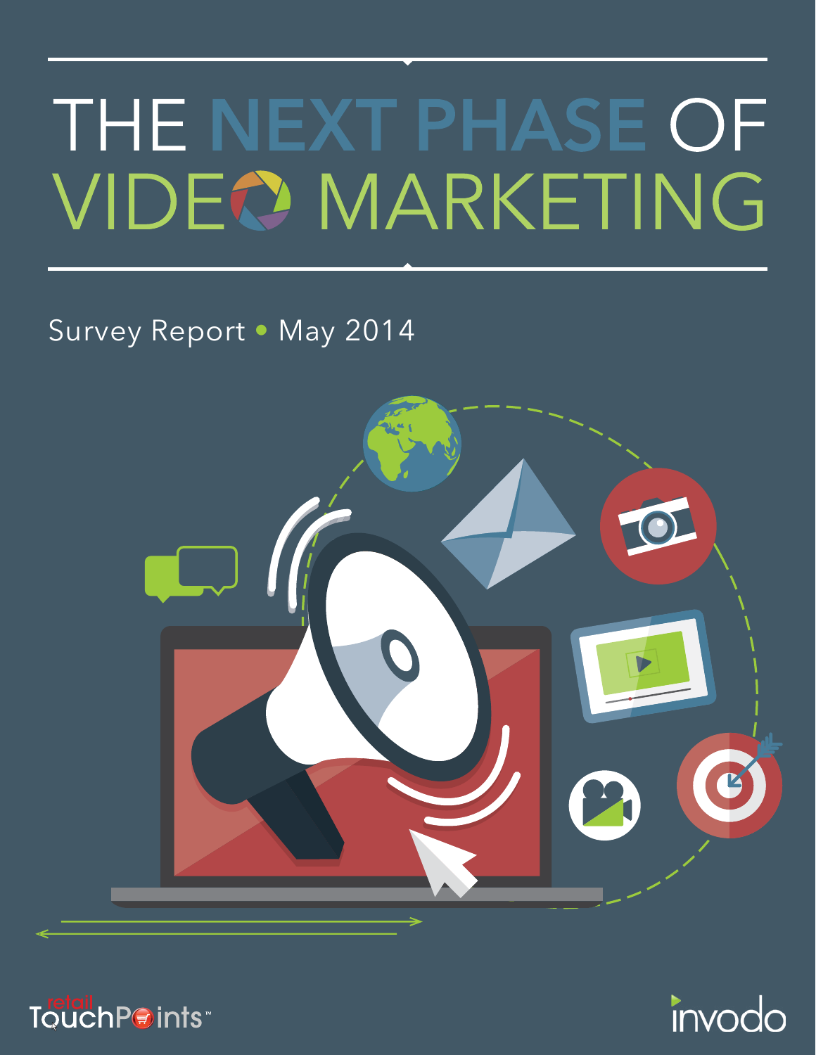# THE NEXT PHASE OF VIDEO MARKETING

Survey Report • May 2014

retail TouchPoints™

invodo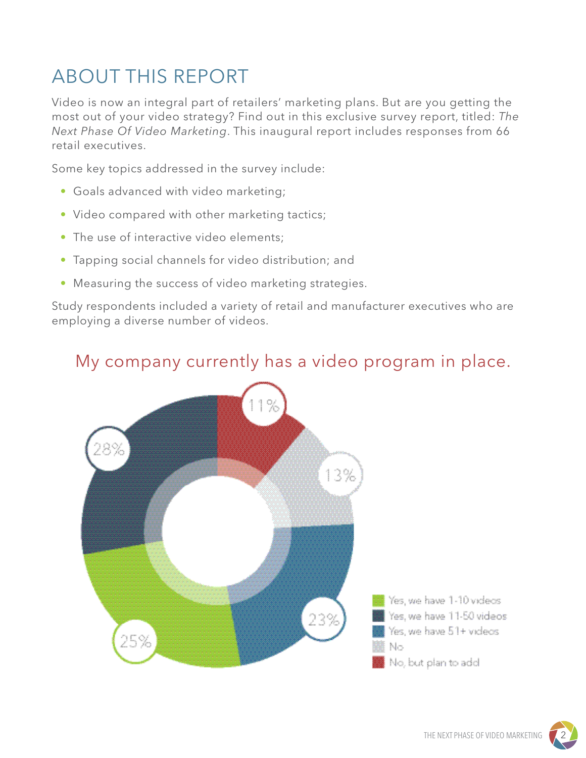# ABOUT THIS REPORT

Video is now an integral part of retailers' marketing plans. But are you getting the most out of your video strategy? Find out in this exclusive survey report, titled: *The Next Phase Of Video Marketing*. This inaugural report includes responses from 66 retail executives.

Some key topics addressed in the survey include:

- Goals advanced with video marketing;
- Video compared with other marketing tactics;
- The use of interactive video elements;
- Tapping social channels for video distribution; and
- Measuring the success of video marketing strategies.

Study respondents included a variety of retail and manufacturer executives who are employing a diverse number of videos.

## My company currently has a video program in place.

| Response | Percentage |
|---|---|
| Yes, we have 1-10 videos | 25% |
| Yes, we have 11-50 videos | 28% |
| Yes, we have 51+ videos | 23% |
| No | 13% |
| No, but plan to add | 11% |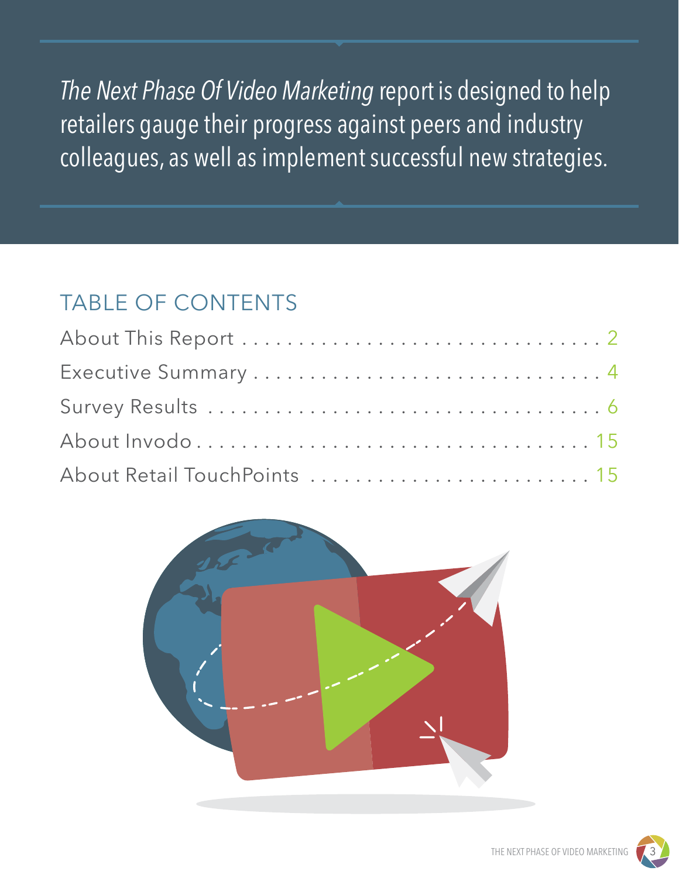*The Next Phase Of Video Marketing* report is designed to help retailers gauge their progress against peers and industry colleagues, as well as implement successful new strategies.

## TABLE OF CONTENTS

| | |
|---|---|
| About This Report | 2 |
| Executive Summary | 4 |
| Survey Results | 6 |
| About Invodo | 15 |
| About Retail TouchPoints | 15 |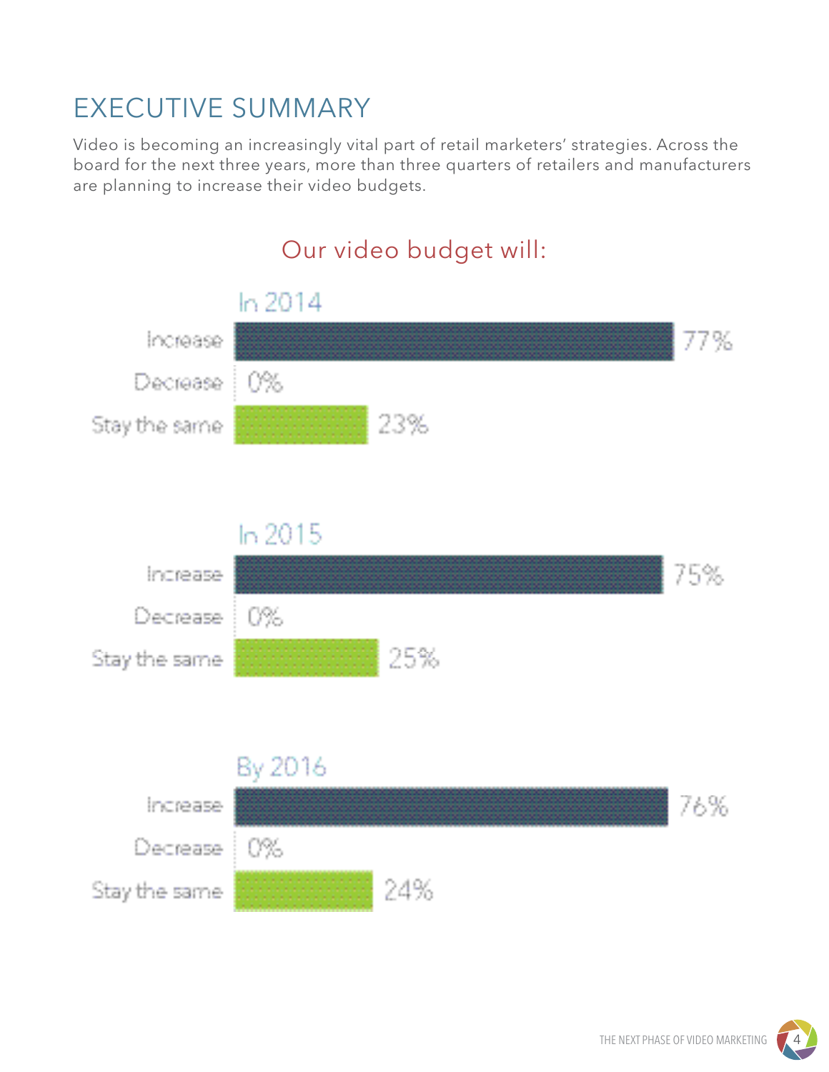# EXECUTIVE SUMMARY

Video is becoming an increasingly vital part of retail marketers' strategies. Across the board for the next three years, more than three quarters of retailers and manufacturers are planning to increase their video budgets.

## Our video budget will:

**In 2014**

| | |
|---|---|
| Increase | 77% |
| Decrease | 0% |
| Stay the same | 23% |

**In 2015**

| | |
|---|---|
| Increase | 75% |
| Decrease | 0% |
| Stay the same | 25% |

**By 2016**

| | |
|---|---|
| Increase | 76% |
| Decrease | 0% |
| Stay the same | 24% |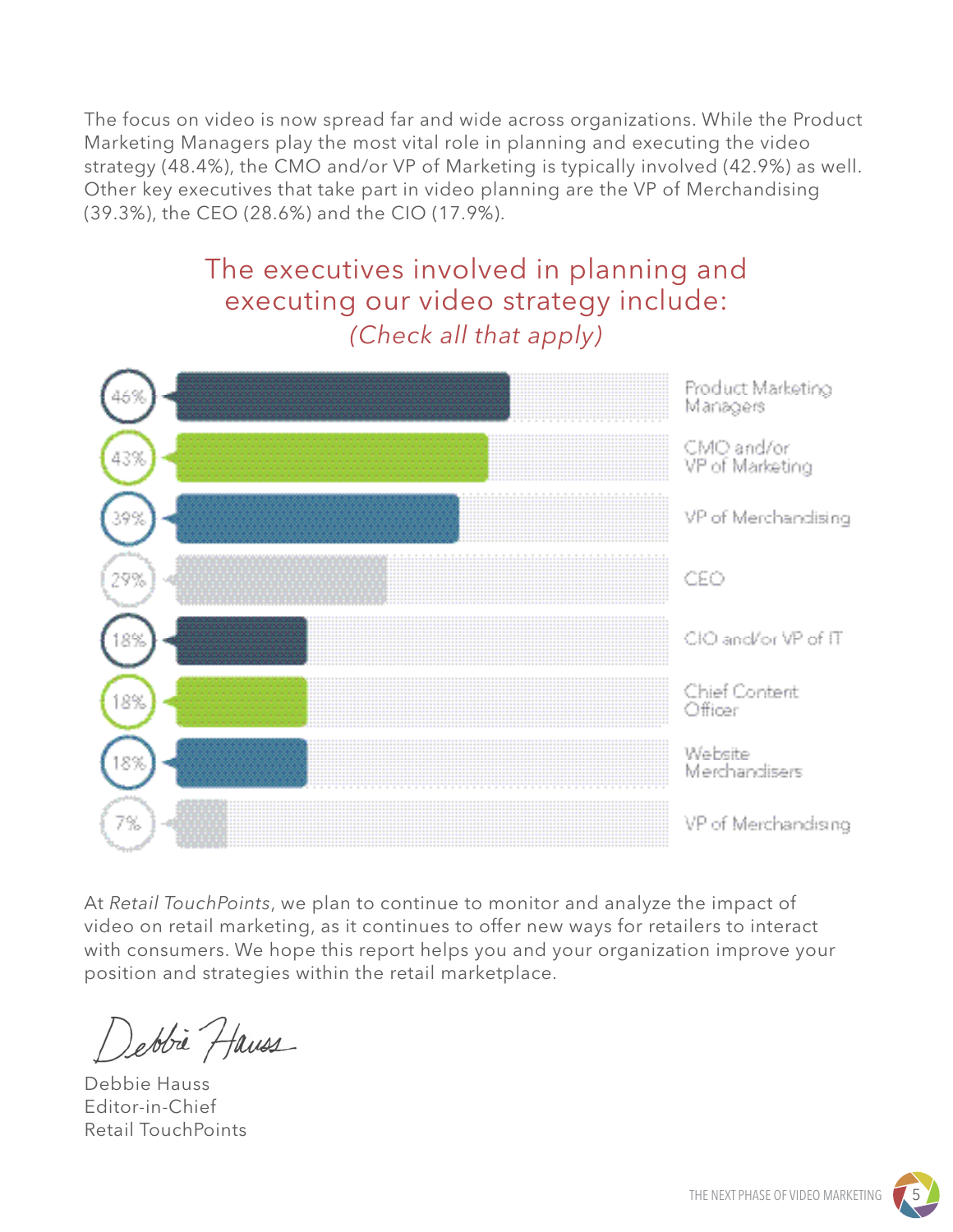The focus on video is now spread far and wide across organizations. While the Product Marketing Managers play the most vital role in planning and executing the video strategy (48.4%), the CMO and/or VP of Marketing is typically involved (42.9%) as well. Other key executives that take part in video planning are the VP of Merchandising (39.3%), the CEO (28.6%) and the CIO (17.9%).

## The executives involved in planning and executing our video strategy include:

*(Check all that apply)*

| Executive | Percentage |
|---|---|
| Product Marketing Managers | 46% |
| CMO and/or VP of Marketing | 43% |
| VP of Merchandising | 39% |
| CEO | 29% |
| CIO and/or VP of IT | 18% |
| Chief Content Officer | 18% |
| Website Merchandisers | 18% |
| VP of Merchandising | 7% |

At *Retail TouchPoints*, we plan to continue to monitor and analyze the impact of video on retail marketing, as it continues to offer new ways for retailers to interact with consumers. We hope this report helps you and your organization improve your position and strategies within the retail marketplace.

Debbie Hauss
Editor-in-Chief
Retail TouchPoints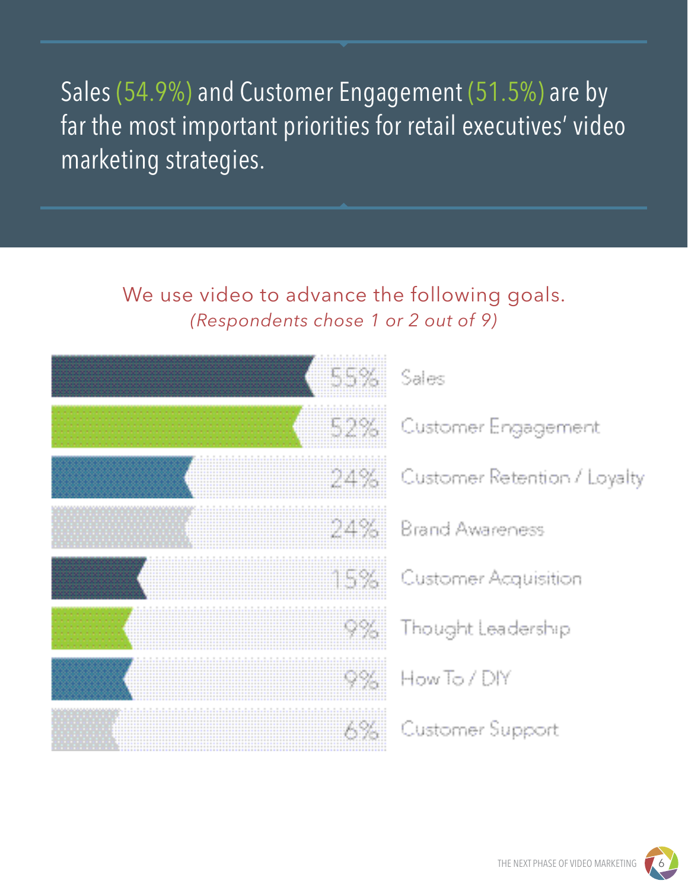Sales (54.9%) and Customer Engagement (51.5%) are by far the most important priorities for retail executives' video marketing strategies.

## We use video to advance the following goals.

*(Respondents chose 1 or 2 out of 9)*

| Percentage | Goal |
|---|---|
| 55% | Sales |
| 52% | Customer Engagement |
| 24% | Customer Retention / Loyalty |
| 24% | Brand Awareness |
| 15% | Customer Acquisition |
| 9% | Thought Leadership |
| 9% | How To / DIY |
| 6% | Customer Support |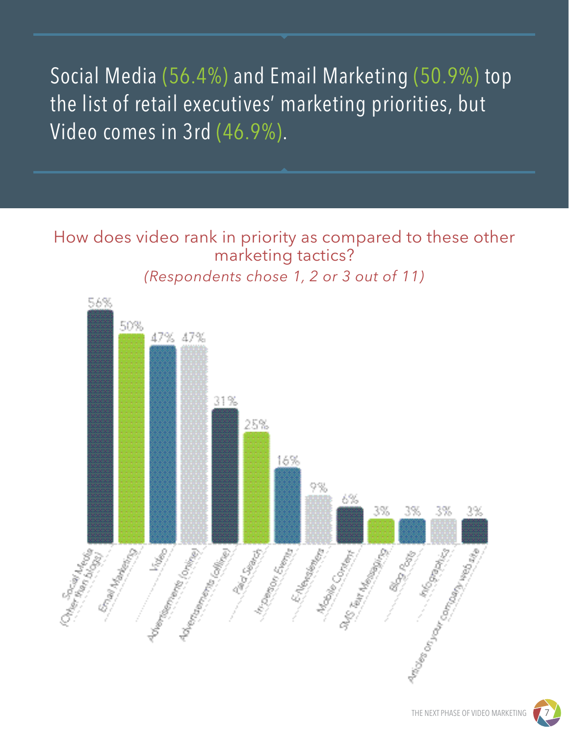## Social Media (56.4%) and Email Marketing (50.9%) top the list of retail executives' marketing priorities, but Video comes in 3rd (46.9%).

How does video rank in priority as compared to these other marketing tactics?

*(Respondents chose 1, 2 or 3 out of 11)*

| Marketing Tactic | Percentage |
| --- | --- |
| Social Media (Other than blogs) | 56% |
| Email Marketing | 50% |
| Video | 47% |
| Advertisements (online) | 47% |
| Advertisements (offline) | 31% |
| Paid Search | 25% |
| In-person Events | 16% |
| E-Newsletters | 9% |
| Mobile Content | 6% |
| SMS Text Messaging | 3% |
| Blog Posts | 3% |
| Infographics | 3% |
| Articles on your company web site | 3% |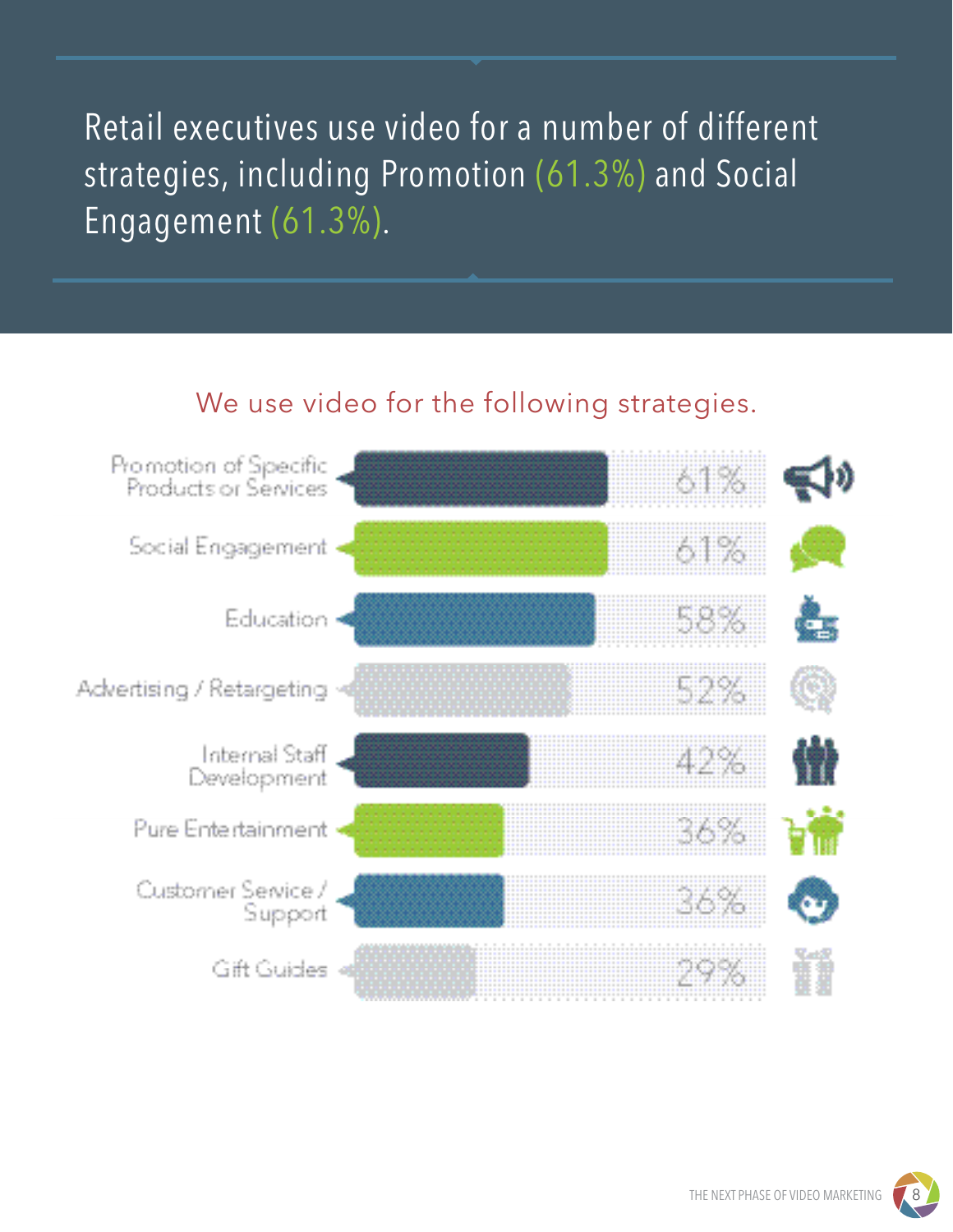Retail executives use video for a number of different strategies, including Promotion (61.3%) and Social Engagement (61.3%).

## We use video for the following strategies.

| Strategy | Percentage |
| --- | --- |
| Promotion of Specific Products or Services | 61% |
| Social Engagement | 61% |
| Education | 58% |
| Advertising / Retargeting | 52% |
| Internal Staff Development | 42% |
| Pure Entertainment | 36% |
| Customer Service / Support | 36% |
| Gift Guides | 29% |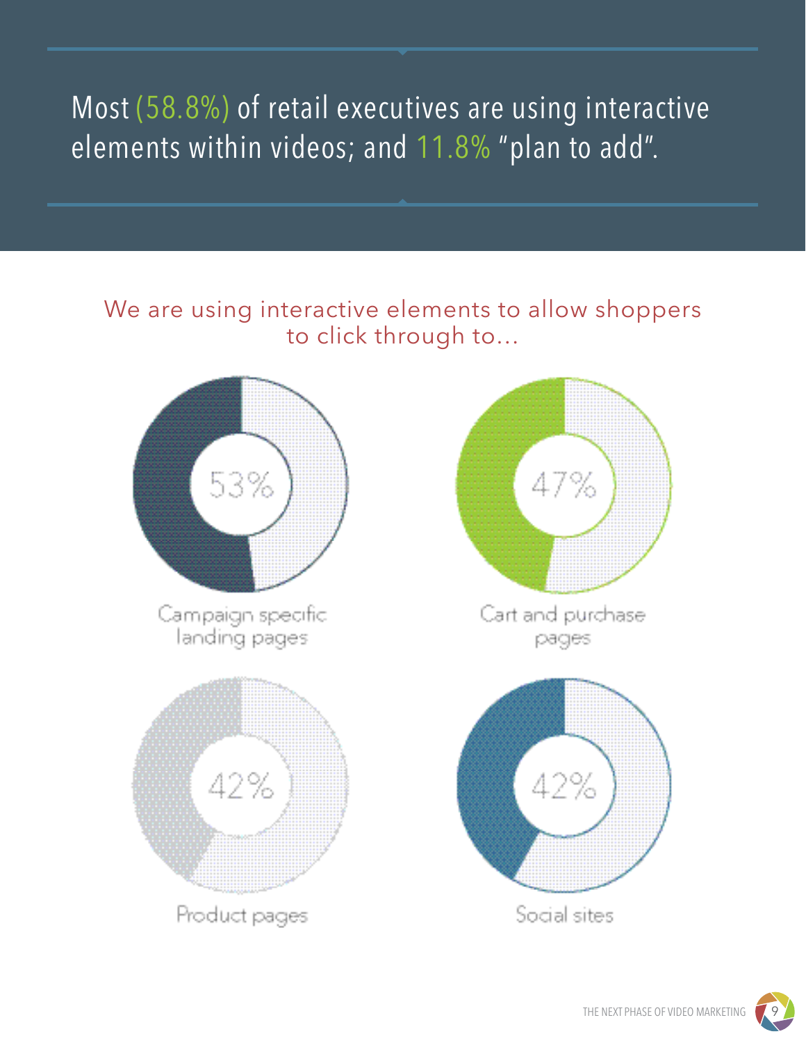## Most (58.8%) of retail executives are using interactive elements within videos; and 11.8% "plan to add".

### We are using interactive elements to allow shoppers to click through to...

53%

Campaign specific landing pages

47%

Cart and purchase pages

42%

Product pages

42%

Social sites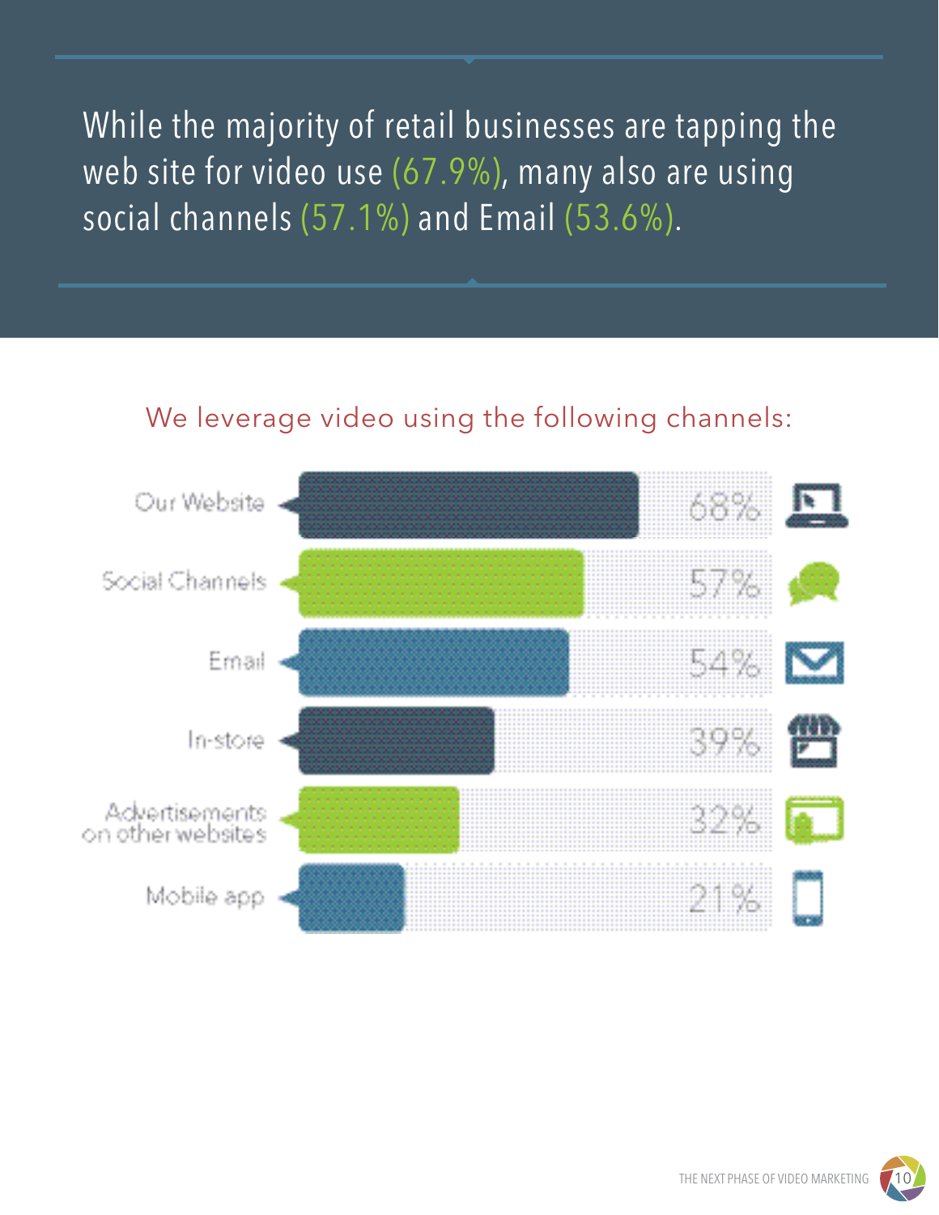While the majority of retail businesses are tapping the web site for video use (67.9%), many also are using social channels (57.1%) and Email (53.6%).

We leverage video using the following channels:

| Channel | Percentage |
| --- | --- |
| Our Website | 68% |
| Social Channels | 57% |
| Email | 54% |
| In-store | 39% |
| Advertisements on other websites | 32% |
| Mobile app | 21% |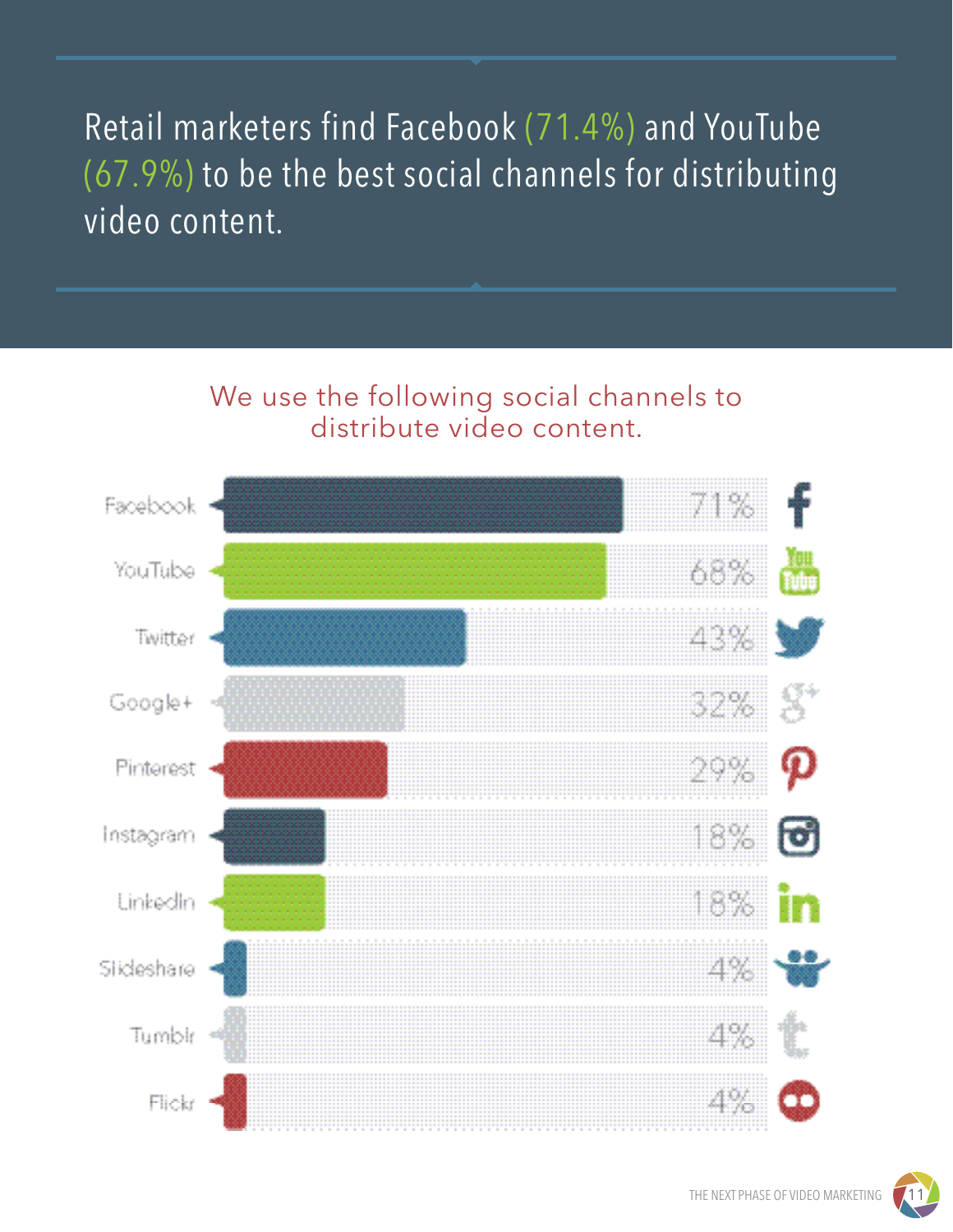## Retail marketers find Facebook (71.4%) and YouTube (67.9%) to be the best social channels for distributing video content.

### We use the following social channels to distribute video content.

| Channel | Percentage |
|---|---|
| Facebook | 71% |
| YouTube | 68% |
| Twitter | 43% |
| Google+ | 32% |
| Pinterest | 29% |
| Instagram | 18% |
| LinkedIn | 18% |
| Slideshare | 4% |
| Tumblr | 4% |
| Flickr | 4% |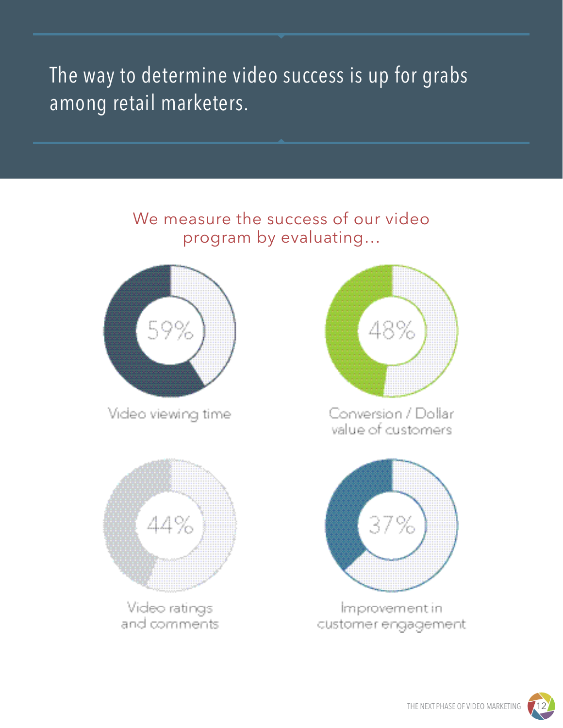# The way to determine video success is up for grabs among retail marketers.

We measure the success of our video program by evaluating...

59%

Video viewing time

48%

Conversion / Dollar value of customers

44%

Video ratings and comments

37%

Improvement in customer engagement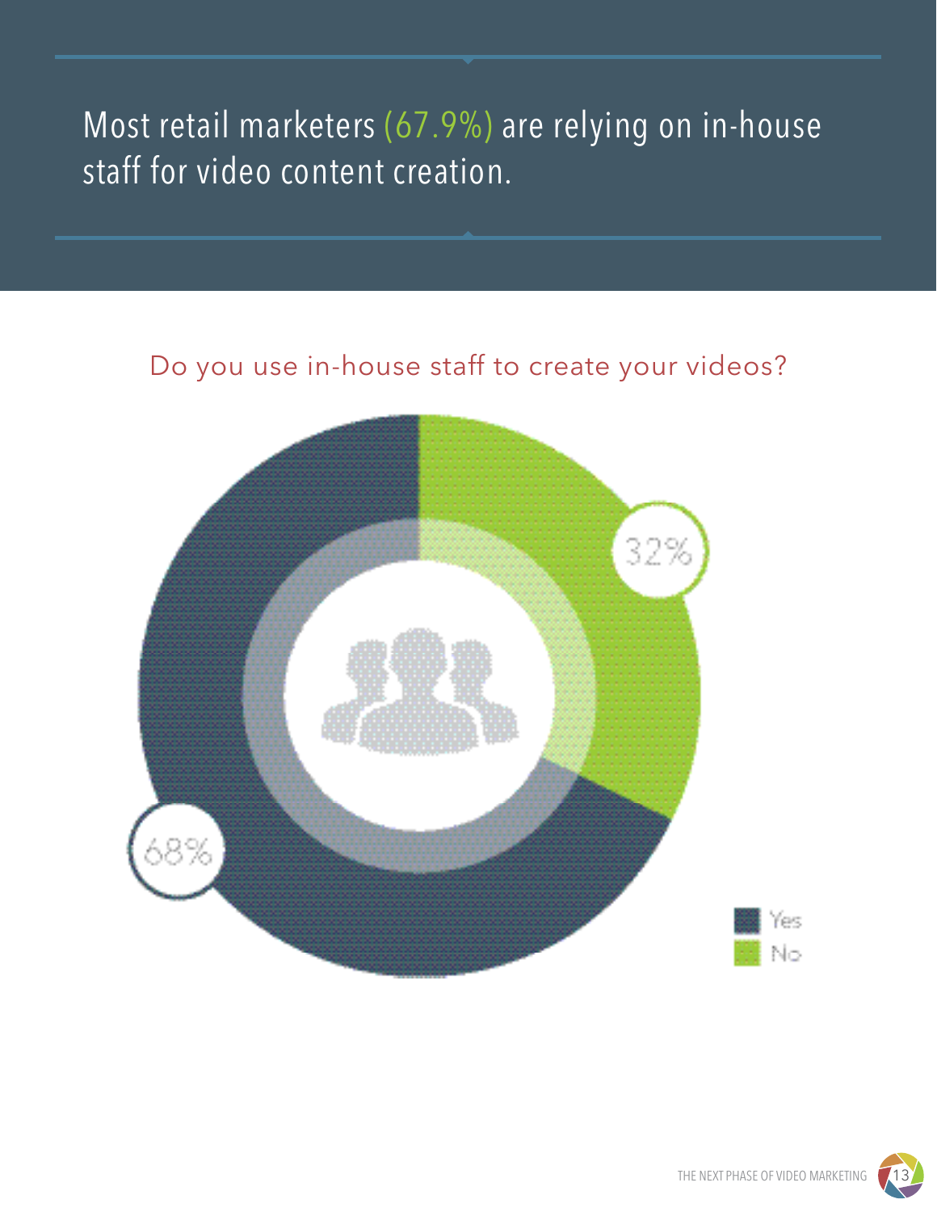Most retail marketers (67.9%) are relying on in-house staff for video content creation.

Do you use in-house staff to create your videos?

| Response | Percentage |
| --- | --- |
| Yes | 68% |
| No | 32% |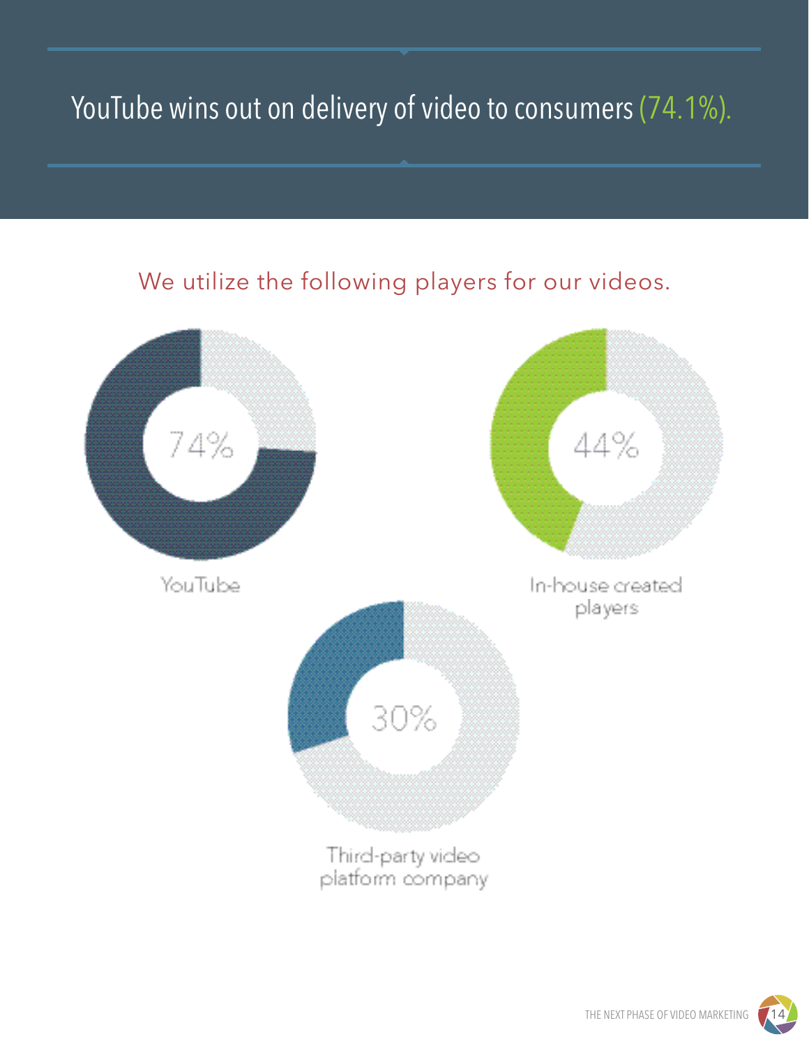# YouTube wins out on delivery of video to consumers (74.1%).

We utilize the following players for our videos.

74%

YouTube

44%

In-house created players

30%

Third-party video platform company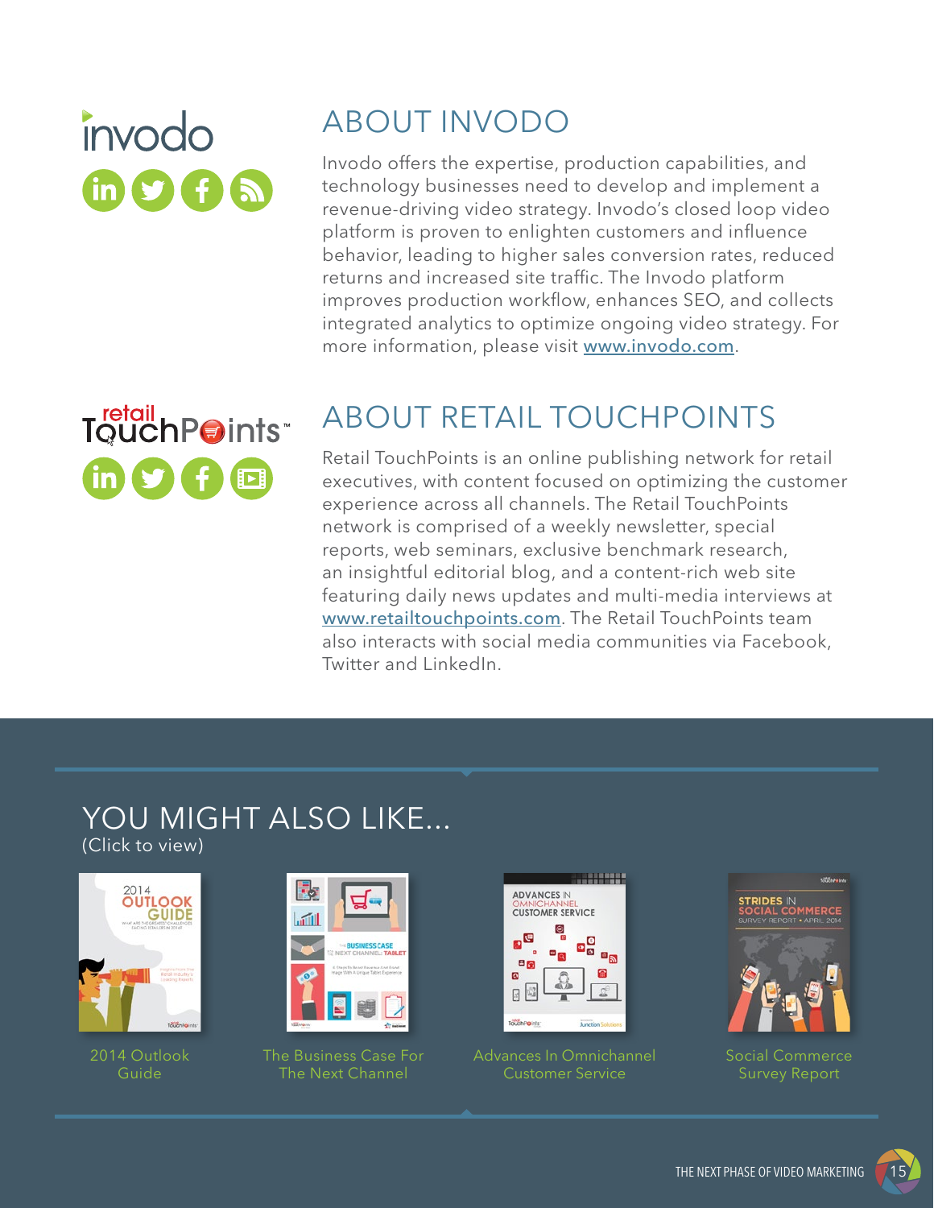## ABOUT INVODO

Invodo offers the expertise, production capabilities, and technology businesses need to develop and implement a revenue-driving video strategy. Invodo's closed loop video platform is proven to enlighten customers and influence behavior, leading to higher sales conversion rates, reduced returns and increased site traffic. The Invodo platform improves production workflow, enhances SEO, and collects integrated analytics to optimize ongoing video strategy. For more information, please visit www.invodo.com.

## ABOUT RETAIL TOUCHPOINTS

Retail TouchPoints is an online publishing network for retail executives, with content focused on optimizing the customer experience across all channels. The Retail TouchPoints network is comprised of a weekly newsletter, special reports, web seminars, exclusive benchmark research, an insightful editorial blog, and a content-rich web site featuring daily news updates and multi-media interviews at www.retailtouchpoints.com. The Retail TouchPoints team also interacts with social media communities via Facebook, Twitter and LinkedIn.

## YOU MIGHT ALSO LIKE...

(Click to view)

- 2014 Outlook Guide
- The Business Case For The Next Channel
- Advances In Omnichannel Customer Service
- Social Commerce Survey Report